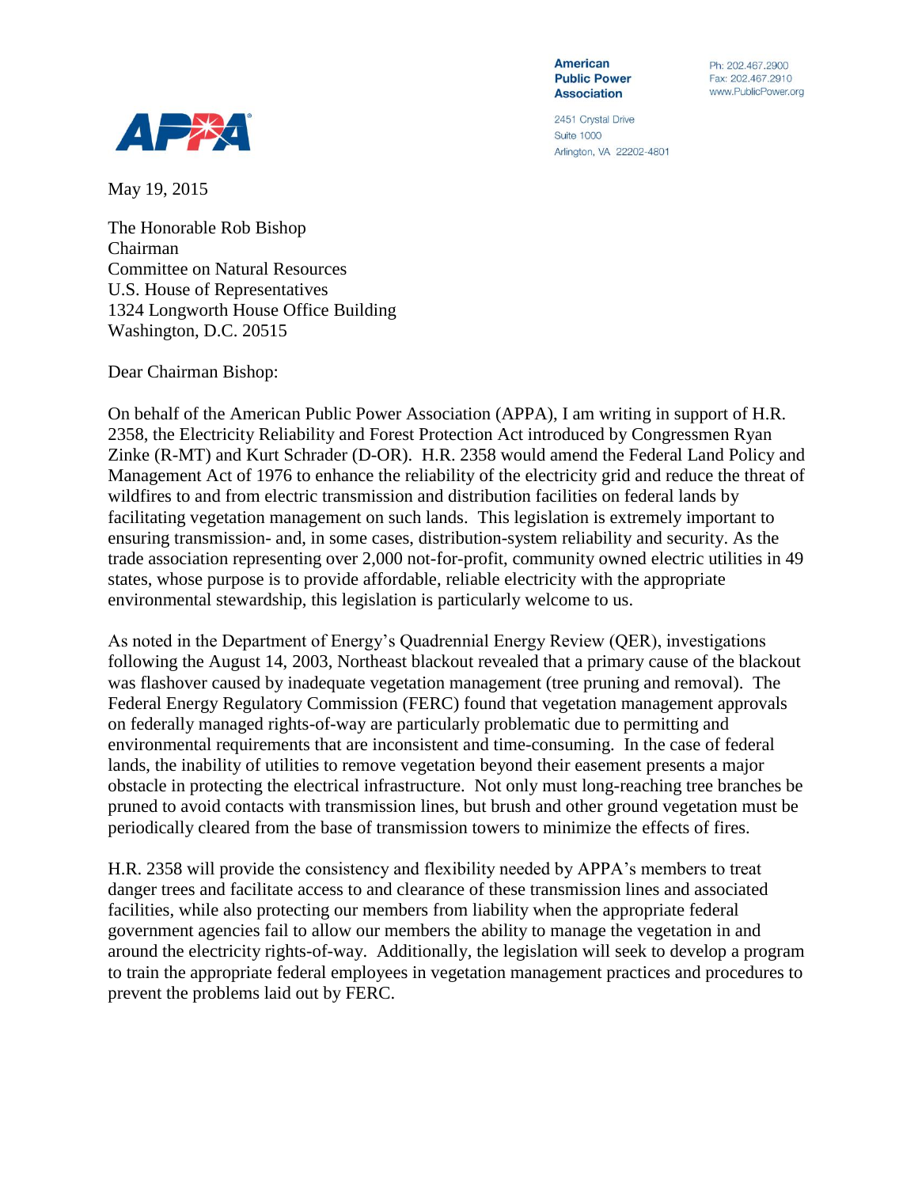APPA

**American Public Power Association**

2451 Crystal Drive
Suite 1000
Arlington, VA 22202-4801

Ph: 202.467.2900
Fax: 202.467.2910
www.PublicPower.org

May 19, 2015

The Honorable Rob Bishop
Chairman
Committee on Natural Resources
U.S. House of Representatives
1324 Longworth House Office Building
Washington, D.C. 20515

Dear Chairman Bishop:

On behalf of the American Public Power Association (APPA), I am writing in support of H.R. 2358, the Electricity Reliability and Forest Protection Act introduced by Congressmen Ryan Zinke (R-MT) and Kurt Schrader (D-OR). H.R. 2358 would amend the Federal Land Policy and Management Act of 1976 to enhance the reliability of the electricity grid and reduce the threat of wildfires to and from electric transmission and distribution facilities on federal lands by facilitating vegetation management on such lands. This legislation is extremely important to ensuring transmission- and, in some cases, distribution-system reliability and security. As the trade association representing over 2,000 not-for-profit, community owned electric utilities in 49 states, whose purpose is to provide affordable, reliable electricity with the appropriate environmental stewardship, this legislation is particularly welcome to us.

As noted in the Department of Energy's Quadrennial Energy Review (QER), investigations following the August 14, 2003, Northeast blackout revealed that a primary cause of the blackout was flashover caused by inadequate vegetation management (tree pruning and removal). The Federal Energy Regulatory Commission (FERC) found that vegetation management approvals on federally managed rights-of-way are particularly problematic due to permitting and environmental requirements that are inconsistent and time-consuming. In the case of federal lands, the inability of utilities to remove vegetation beyond their easement presents a major obstacle in protecting the electrical infrastructure. Not only must long-reaching tree branches be pruned to avoid contacts with transmission lines, but brush and other ground vegetation must be periodically cleared from the base of transmission towers to minimize the effects of fires.

H.R. 2358 will provide the consistency and flexibility needed by APPA's members to treat danger trees and facilitate access to and clearance of these transmission lines and associated facilities, while also protecting our members from liability when the appropriate federal government agencies fail to allow our members the ability to manage the vegetation in and around the electricity rights-of-way. Additionally, the legislation will seek to develop a program to train the appropriate federal employees in vegetation management practices and procedures to prevent the problems laid out by FERC.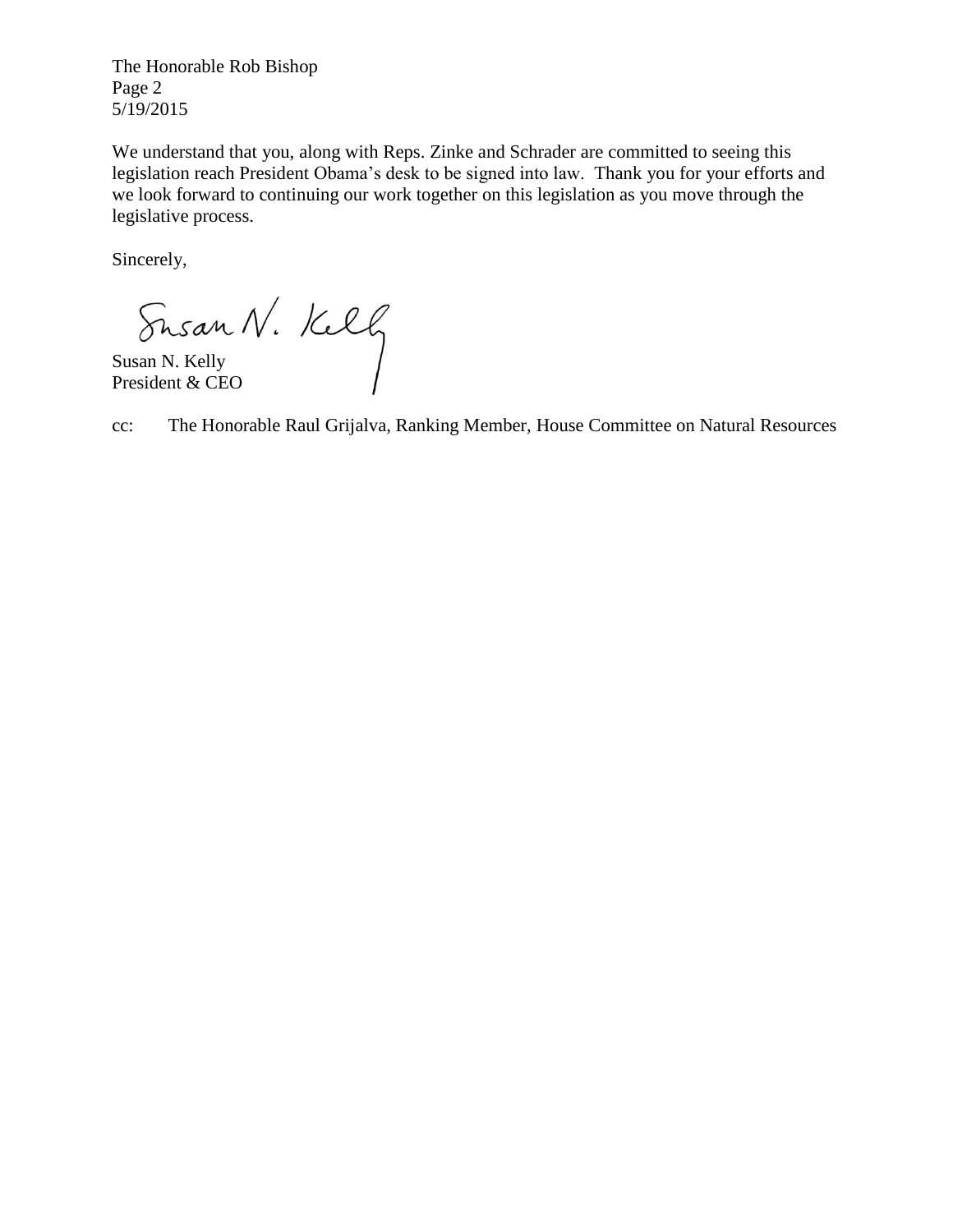We understand that you, along with Reps. Zinke and Schrader are committed to seeing this legislation reach President Obama's desk to be signed into law. Thank you for your efforts and we look forward to continuing our work together on this legislation as you move through the legislative process.

Sincerely,

Susan N. Kelly
President & CEO

cc: The Honorable Raul Grijalva, Ranking Member, House Committee on Natural Resources